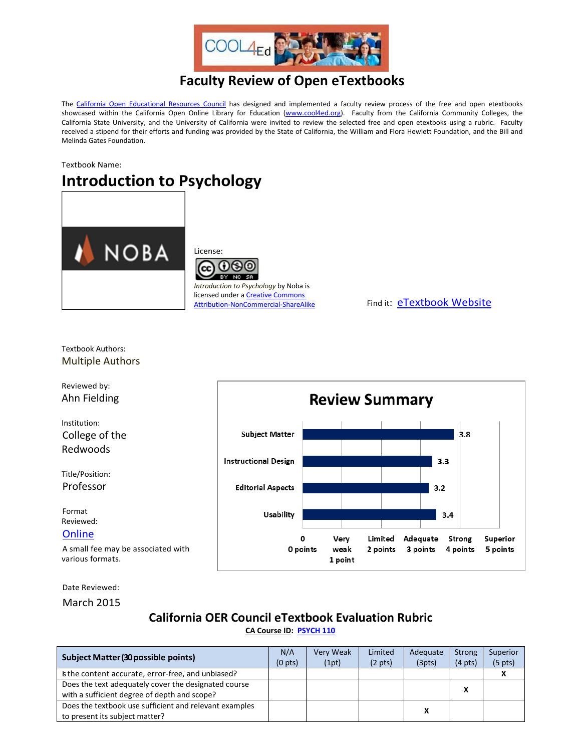# Faculty Review of Open eTextbooks

The California Open Educational Resources Council has designed and implemented a faculty review process of the free and open etextbooks showcased within the California Open Online Library for Education (www.cool4ed.org). Faculty from the California Community Colleges, the California State University, and the University of California were invited to review the selected free and open etextboks using a rubric. Faculty received a stipend for their efforts and funding was provided by the State of California, the William and Flora Hewlett Foundation, and the Bill and Melinda Gates Foundation.

Textbook Name:

## Introduction to Psychology

License:

*Introduction to Psychology* by Noba is licensed under a Creative Commons Attribution-NonCommercial-ShareAlike

Find it: eTextbook Website

Textbook Authors:
Multiple Authors

Reviewed by:
Ahn Fielding

Institution:
College of the Redwoods

Title/Position:
Professor

Format Reviewed:
Online

A small fee may be associated with various formats.

Date Reviewed:
March 2015

**Review Summary**

Subject Matter 3.8
Instructional Design 3.3
Editorial Aspects 3.2
Usability 3.4

0 0 points
Very weak 1 point
Limited 2 points
Adequate 3 points
Strong 4 points
Superior 5 points

## California OER Council eTextbook Evaluation Rubric

**CA Course ID: PSYCH 110**

| Subject Matter (30 possible points) | N/A (0 pts) | Very Weak (1pt) | Limited (2 pts) | Adequate (3pts) | Strong (4 pts) | Superior (5 pts) |
|---|---|---|---|---|---|---|
| Is the content accurate, error-free, and unbiased? | | | | | | X |
| Does the text adequately cover the designated course with a sufficient degree of depth and scope? | | | | | X | |
| Does the textbook use sufficient and relevant examples to present its subject matter? | | | | X | | |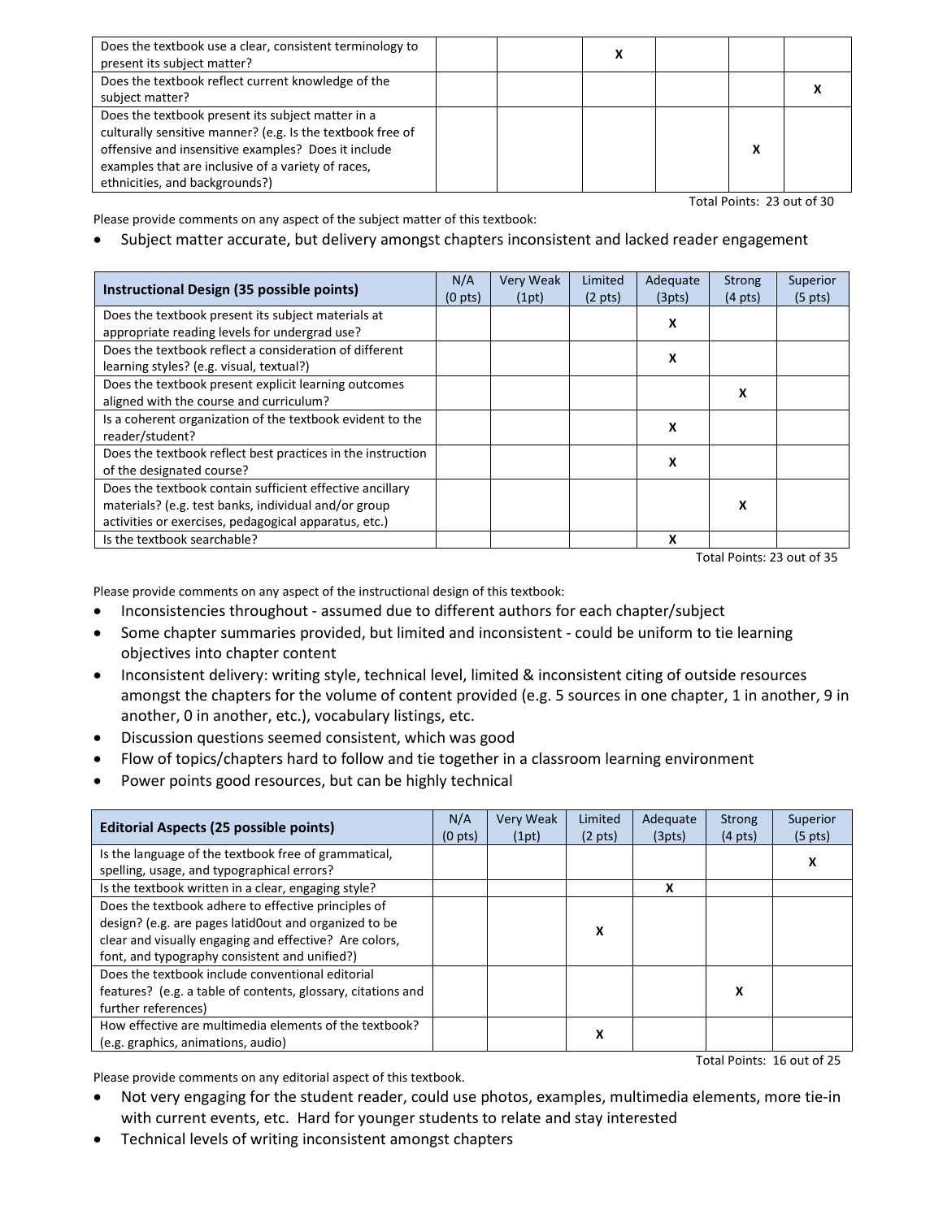| | | | | | | |
|---|---|---|---|---|---|---|
| Does the textbook use a clear, consistent terminology to present its subject matter? | | | X | | | |
| Does the textbook reflect current knowledge of the subject matter? | | | | | | X |
| Does the textbook present its subject matter in a culturally sensitive manner? (e.g. Is the textbook free of offensive and insensitive examples? Does it include examples that are inclusive of a variety of races, ethnicities, and backgrounds?) | | | | | X | |

Total Points: 23 out of 30

Please provide comments on any aspect of the subject matter of this textbook:

- Subject matter accurate, but delivery amongst chapters inconsistent and lacked reader engagement

| **Instructional Design (35 possible points)** | N/A (0 pts) | Very Weak (1pt) | Limited (2 pts) | Adequate (3pts) | Strong (4 pts) | Superior (5 pts) |
|---|---|---|---|---|---|---|
| Does the textbook present its subject materials at appropriate reading levels for undergrad use? | | | | X | | |
| Does the textbook reflect a consideration of different learning styles? (e.g. visual, textual?) | | | | X | | |
| Does the textbook present explicit learning outcomes aligned with the course and curriculum? | | | | | X | |
| Is a coherent organization of the textbook evident to the reader/student? | | | | X | | |
| Does the textbook reflect best practices in the instruction of the designated course? | | | | X | | |
| Does the textbook contain sufficient effective ancillary materials? (e.g. test banks, individual and/or group activities or exercises, pedagogical apparatus, etc.) | | | | | X | |
| Is the textbook searchable? | | | | X | | |

Total Points: 23 out of 35

Please provide comments on any aspect of the instructional design of this textbook:

- Inconsistencies throughout - assumed due to different authors for each chapter/subject
- Some chapter summaries provided, but limited and inconsistent - could be uniform to tie learning objectives into chapter content
- Inconsistent delivery: writing style, technical level, limited & inconsistent citing of outside resources amongst the chapters for the volume of content provided (e.g. 5 sources in one chapter, 1 in another, 9 in another, 0 in another, etc.), vocabulary listings, etc.
- Discussion questions seemed consistent, which was good
- Flow of topics/chapters hard to follow and tie together in a classroom learning environment
- Power points good resources, but can be highly technical

| **Editorial Aspects (25 possible points)** | N/A (0 pts) | Very Weak (1pt) | Limited (2 pts) | Adequate (3pts) | Strong (4 pts) | Superior (5 pts) |
|---|---|---|---|---|---|---|
| Is the language of the textbook free of grammatical, spelling, usage, and typographical errors? | | | | | | X |
| Is the textbook written in a clear, engaging style? | | | | X | | |
| Does the textbook adhere to effective principles of design? (e.g. are pages latid0out and organized to be clear and visually engaging and effective? Are colors, font, and typography consistent and unified?) | | | X | | | |
| Does the textbook include conventional editorial features? (e.g. a table of contents, glossary, citations and further references) | | | | | X | |
| How effective are multimedia elements of the textbook? (e.g. graphics, animations, audio) | | | X | | | |

Total Points: 16 out of 25

Please provide comments on any editorial aspect of this textbook.

- Not very engaging for the student reader, could use photos, examples, multimedia elements, more tie-in with current events, etc. Hard for younger students to relate and stay interested
- Technical levels of writing inconsistent amongst chapters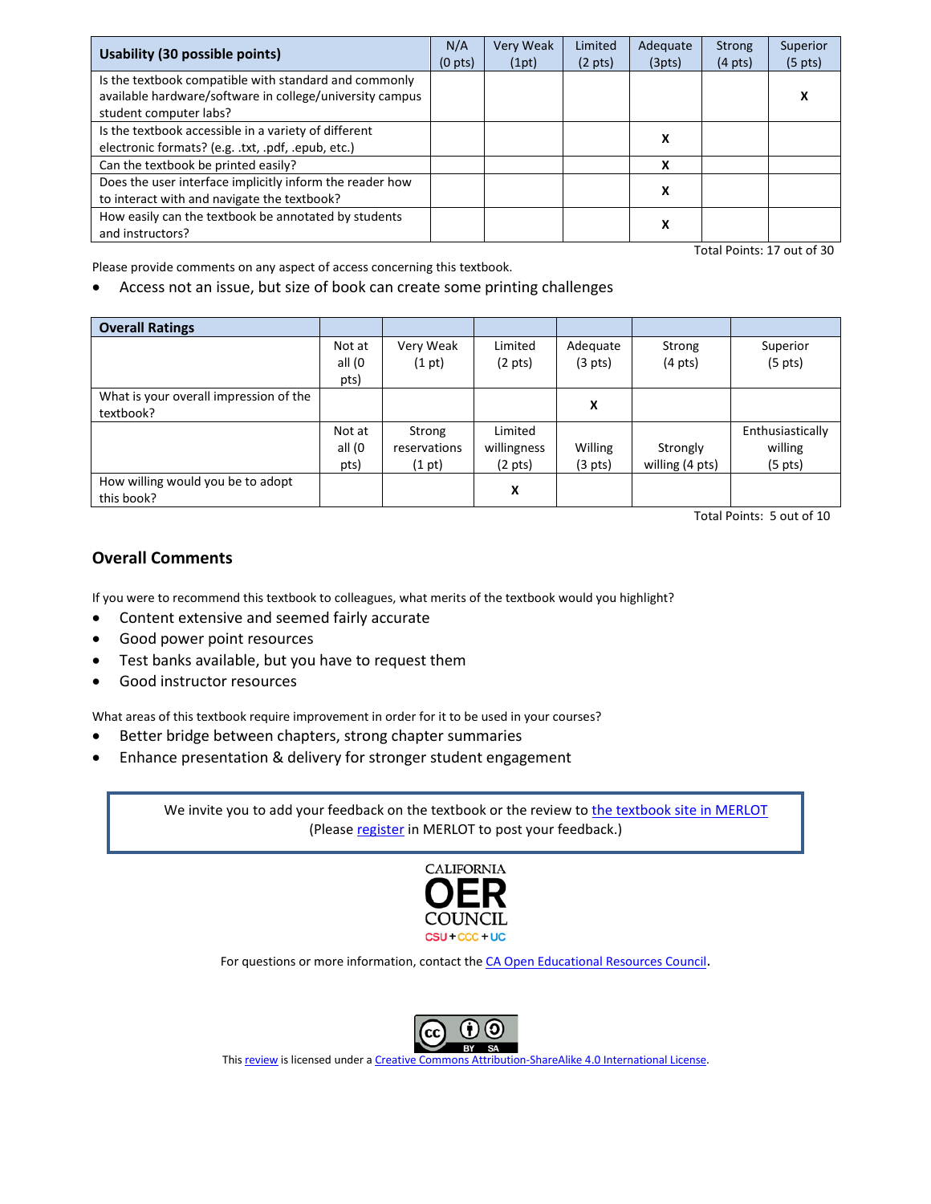| Usability (30 possible points) | N/A (0 pts) | Very Weak (1pt) | Limited (2 pts) | Adequate (3pts) | Strong (4 pts) | Superior (5 pts) |
|---|---|---|---|---|---|---|
| Is the textbook compatible with standard and commonly available hardware/software in college/university campus student computer labs? | | | | | | X |
| Is the textbook accessible in a variety of different electronic formats? (e.g. .txt, .pdf, .epub, etc.) | | | | X | | |
| Can the textbook be printed easily? | | | | X | | |
| Does the user interface implicitly inform the reader how to interact with and navigate the textbook? | | | | X | | |
| How easily can the textbook be annotated by students and instructors? | | | | X | | |

Total Points: 17 out of 30

Please provide comments on any aspect of access concerning this textbook.

- Access not an issue, but size of book can create some printing challenges

| Overall Ratings | | | | | | |
|---|---|---|---|---|---|---|
| | Not at all (0 pts) | Very Weak (1 pt) | Limited (2 pts) | Adequate (3 pts) | Strong (4 pts) | Superior (5 pts) |
| What is your overall impression of the textbook? | | | | X | | |
| | Not at all (0 pts) | Strong reservations (1 pt) | Limited willingness (2 pts) | Willing (3 pts) | Strongly willing (4 pts) | Enthusiastically willing (5 pts) |
| How willing would you be to adopt this book? | | | X | | | |

Total Points: 5 out of 10

## Overall Comments

If you were to recommend this textbook to colleagues, what merits of the textbook would you highlight?

- Content extensive and seemed fairly accurate
- Good power point resources
- Test banks available, but you have to request them
- Good instructor resources

What areas of this textbook require improvement in order for it to be used in your courses?

- Better bridge between chapters, strong chapter summaries
- Enhance presentation & delivery for stronger student engagement

We invite you to add your feedback on the textbook or the review to the textbook site in MERLOT (Please register in MERLOT to post your feedback.)

CALIFORNIA OER COUNCIL
CSU + CCC + UC

For questions or more information, contact the CA Open Educational Resources Council.

This review is licensed under a Creative Commons Attribution-ShareAlike 4.0 International License.